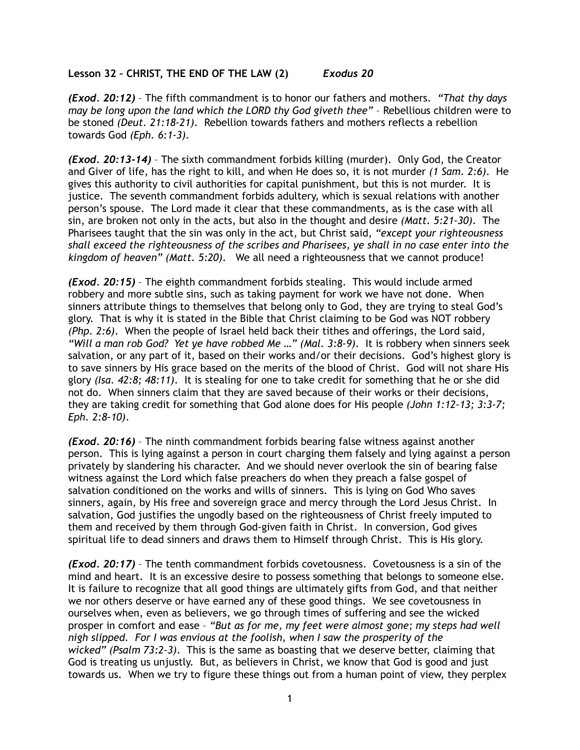**Lesson 32 – CHRIST, THE END OF THE LAW (2)** ***Exodus 20***

***(Exod. 20:12)*** – The fifth commandment is to honor our fathers and mothers. *"That thy days may be long upon the land which the LORD thy God giveth thee"* – Rebellious children were to be stoned *(Deut. 21:18-21)*. Rebellion towards fathers and mothers reflects a rebellion towards God *(Eph. 6:1-3)*.

***(Exod. 20:13-14)*** – The sixth commandment forbids killing (murder). Only God, the Creator and Giver of life, has the right to kill, and when He does so, it is not murder *(1 Sam. 2:6)*. He gives this authority to civil authorities for capital punishment, but this is not murder. It is justice. The seventh commandment forbids adultery, which is sexual relations with another person's spouse. The Lord made it clear that these commandments, as is the case with all sin, are broken not only in the acts, but also in the thought and desire *(Matt. 5:21-30)*. The Pharisees taught that the sin was only in the act, but Christ said, *"except your righteousness shall exceed the righteousness of the scribes and Pharisees, ye shall in no case enter into the kingdom of heaven" (Matt. 5:20)*. We all need a righteousness that we cannot produce!

***(Exod. 20:15)*** – The eighth commandment forbids stealing. This would include armed robbery and more subtle sins, such as taking payment for work we have not done. When sinners attribute things to themselves that belong only to God, they are trying to steal God's glory. That is why it is stated in the Bible that Christ claiming to be God was NOT robbery *(Php. 2:6)*. When the people of Israel held back their tithes and offerings, the Lord said, *"Will a man rob God? Yet ye have robbed Me …" (Mal. 3:8-9)*. It is robbery when sinners seek salvation, or any part of it, based on their works and/or their decisions. God's highest glory is to save sinners by His grace based on the merits of the blood of Christ. God will not share His glory *(Isa. 42:8; 48:11)*. It is stealing for one to take credit for something that he or she did not do. When sinners claim that they are saved because of their works or their decisions, they are taking credit for something that God alone does for His people *(John 1:12-13; 3:3-7; Eph. 2:8-10)*.

***(Exod. 20:16)*** – The ninth commandment forbids bearing false witness against another person. This is lying against a person in court charging them falsely and lying against a person privately by slandering his character. And we should never overlook the sin of bearing false witness against the Lord which false preachers do when they preach a false gospel of salvation conditioned on the works and wills of sinners. This is lying on God Who saves sinners, again, by His free and sovereign grace and mercy through the Lord Jesus Christ. In salvation, God justifies the ungodly based on the righteousness of Christ freely imputed to them and received by them through God-given faith in Christ. In conversion, God gives spiritual life to dead sinners and draws them to Himself through Christ. This is His glory.

***(Exod. 20:17)*** – The tenth commandment forbids covetousness. Covetousness is a sin of the mind and heart. It is an excessive desire to possess something that belongs to someone else. It is failure to recognize that all good things are ultimately gifts from God, and that neither we nor others deserve or have earned any of these good things. We see covetousness in ourselves when, even as believers, we go through times of suffering and see the wicked prosper in comfort and ease – *"But as for me, my feet were almost gone; my steps had well nigh slipped. For I was envious at the foolish, when I saw the prosperity of the wicked" (Psalm 73:2-3)*. This is the same as boasting that we deserve better, claiming that God is treating us unjustly. But, as believers in Christ, we know that God is good and just towards us. When we try to figure these things out from a human point of view, they perplex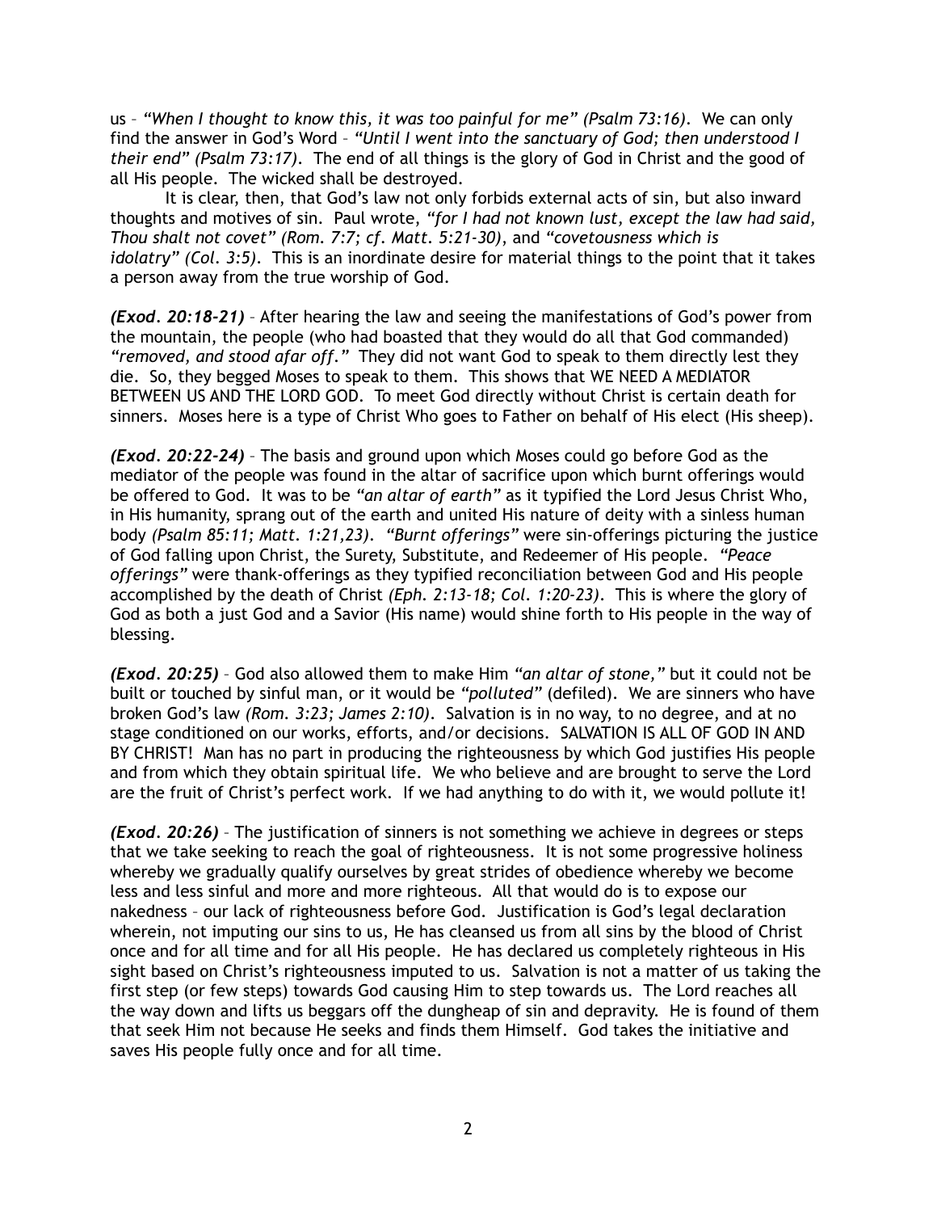us – *"When I thought to know this, it was too painful for me" (Psalm 73:16)*. We can only find the answer in God's Word – *"Until I went into the sanctuary of God; then understood I their end" (Psalm 73:17)*. The end of all things is the glory of God in Christ and the good of all His people. The wicked shall be destroyed.

It is clear, then, that God's law not only forbids external acts of sin, but also inward thoughts and motives of sin. Paul wrote, *"for I had not known lust, except the law had said, Thou shalt not covet" (Rom. 7:7; cf. Matt. 5:21-30)*, and *"covetousness which is idolatry" (Col. 3:5)*. This is an inordinate desire for material things to the point that it takes a person away from the true worship of God.

***(Exod. 20:18-21)*** – After hearing the law and seeing the manifestations of God's power from the mountain, the people (who had boasted that they would do all that God commanded) *"removed, and stood afar off."* They did not want God to speak to them directly lest they die. So, they begged Moses to speak to them. This shows that WE NEED A MEDIATOR BETWEEN US AND THE LORD GOD. To meet God directly without Christ is certain death for sinners. Moses here is a type of Christ Who goes to Father on behalf of His elect (His sheep).

***(Exod. 20:22-24)*** – The basis and ground upon which Moses could go before God as the mediator of the people was found in the altar of sacrifice upon which burnt offerings would be offered to God. It was to be *"an altar of earth"* as it typified the Lord Jesus Christ Who, in His humanity, sprang out of the earth and united His nature of deity with a sinless human body *(Psalm 85:11; Matt. 1:21,23)*. *"Burnt offerings"* were sin-offerings picturing the justice of God falling upon Christ, the Surety, Substitute, and Redeemer of His people. *"Peace offerings"* were thank-offerings as they typified reconciliation between God and His people accomplished by the death of Christ *(Eph. 2:13-18; Col. 1:20-23)*. This is where the glory of God as both a just God and a Savior (His name) would shine forth to His people in the way of blessing.

***(Exod. 20:25)*** – God also allowed them to make Him *"an altar of stone,"* but it could not be built or touched by sinful man, or it would be *"polluted"* (defiled). We are sinners who have broken God's law *(Rom. 3:23; James 2:10)*. Salvation is in no way, to no degree, and at no stage conditioned on our works, efforts, and/or decisions. SALVATION IS ALL OF GOD IN AND BY CHRIST! Man has no part in producing the righteousness by which God justifies His people and from which they obtain spiritual life. We who believe and are brought to serve the Lord are the fruit of Christ's perfect work. If we had anything to do with it, we would pollute it!

***(Exod. 20:26)*** – The justification of sinners is not something we achieve in degrees or steps that we take seeking to reach the goal of righteousness. It is not some progressive holiness whereby we gradually qualify ourselves by great strides of obedience whereby we become less and less sinful and more and more righteous. All that would do is to expose our nakedness – our lack of righteousness before God. Justification is God's legal declaration wherein, not imputing our sins to us, He has cleansed us from all sins by the blood of Christ once and for all time and for all His people. He has declared us completely righteous in His sight based on Christ's righteousness imputed to us. Salvation is not a matter of us taking the first step (or few steps) towards God causing Him to step towards us. The Lord reaches all the way down and lifts us beggars off the dungheap of sin and depravity. He is found of them that seek Him not because He seeks and finds them Himself. God takes the initiative and saves His people fully once and for all time.